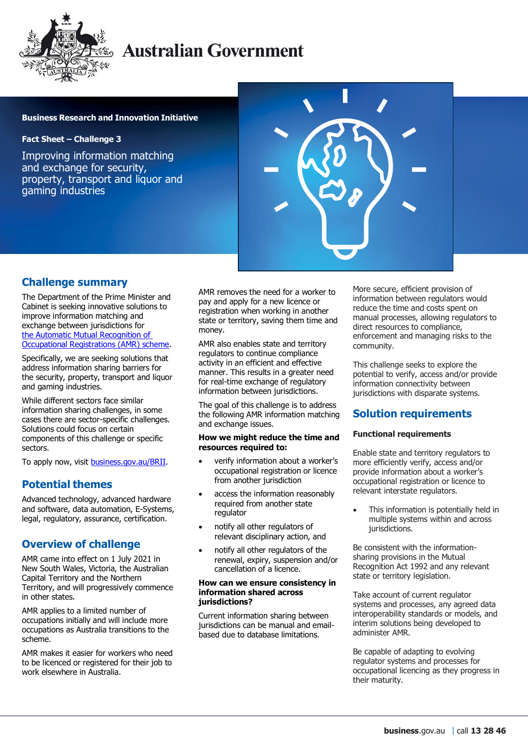Australian Government

Business Research and Innovation Initiative

**Fact Sheet – Challenge 3**

# Improving information matching and exchange for security, property, transport and liquor and gaming industries

## Challenge summary

The Department of the Prime Minister and Cabinet is seeking innovative solutions to improve information matching and exchange between jurisdictions for [the Automatic Mutual Recognition of Occupational Registrations (AMR) scheme](#).

Specifically, we are seeking solutions that address information sharing barriers for the security, property, transport and liquor and gaming industries.

While different sectors face similar information sharing challenges, in some cases there are sector-specific challenges. Solutions could focus on certain components of this challenge or specific sectors.

To apply now, visit [business.gov.au/BRII](#).

## Potential themes

Advanced technology, advanced hardware and software, data automation, E-Systems, legal, regulatory, assurance, certification.

## Overview of challenge

AMR came into effect on 1 July 2021 in New South Wales, Victoria, the Australian Capital Territory and the Northern Territory, and will progressively commence in other states.

AMR applies to a limited number of occupations initially and will include more occupations as Australia transitions to the scheme.

AMR makes it easier for workers who need to be licenced or registered for their job to work elsewhere in Australia.

AMR removes the need for a worker to pay and apply for a new licence or registration when working in another state or territory, saving them time and money.

AMR also enables state and territory regulators to continue compliance activity in an efficient and effective manner. This results in a greater need for real-time exchange of regulatory information between jurisdictions.

The goal of this challenge is to address the following AMR information matching and exchange issues.

**How we might reduce the time and resources required to:**

- verify information about a worker's occupational registration or licence from another jurisdiction
- access the information reasonably required from another state regulator
- notify all other regulators of relevant disciplinary action, and
- notify all other regulators of the renewal, expiry, suspension and/or cancellation of a licence.

**How can we ensure consistency in information shared across jurisdictions?**

Current information sharing between jurisdictions can be manual and email-based due to database limitations.

More secure, efficient provision of information between regulators would reduce the time and costs spent on manual processes, allowing regulators to direct resources to compliance, enforcement and managing risks to the community.

This challenge seeks to explore the potential to verify, access and/or provide information connectivity between jurisdictions with disparate systems.

## Solution requirements

### Functional requirements

Enable state and territory regulators to more efficiently verify, access and/or provide information about a worker's occupational registration or licence to relevant interstate regulators.

- This information is potentially held in multiple systems within and across jurisdictions.

Be consistent with the information-sharing provisions in the Mutual Recognition Act 1992 and any relevant state or territory legislation.

Take account of current regulator systems and processes, any agreed data interoperability standards or models, and interim solutions being developed to administer AMR.

Be capable of adapting to evolving regulator systems and processes for occupational licencing as they progress in their maturity.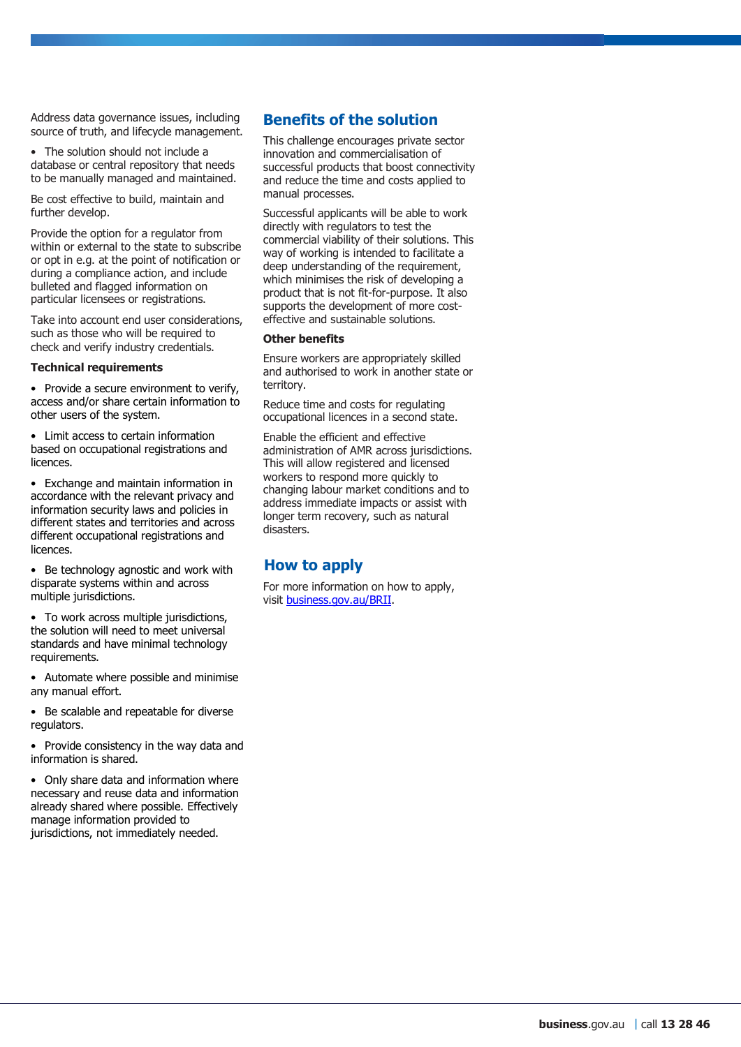Address data governance issues, including source of truth, and lifecycle management.

- The solution should not include a database or central repository that needs to be manually managed and maintained.

Be cost effective to build, maintain and further develop.

Provide the option for a regulator from within or external to the state to subscribe or opt in e.g. at the point of notification or during a compliance action, and include bulleted and flagged information on particular licensees or registrations.

Take into account end user considerations, such as those who will be required to check and verify industry credentials.

**Technical requirements**

- Provide a secure environment to verify, access and/or share certain information to other users of the system.
- Limit access to certain information based on occupational registrations and licences.
- Exchange and maintain information in accordance with the relevant privacy and information security laws and policies in different states and territories and across different occupational registrations and licences.
- Be technology agnostic and work with disparate systems within and across multiple jurisdictions.
- To work across multiple jurisdictions, the solution will need to meet universal standards and have minimal technology requirements.
- Automate where possible and minimise any manual effort.
- Be scalable and repeatable for diverse regulators.
- Provide consistency in the way data and information is shared.
- Only share data and information where necessary and reuse data and information already shared where possible. Effectively manage information provided to jurisdictions, not immediately needed.

## Benefits of the solution

This challenge encourages private sector innovation and commercialisation of successful products that boost connectivity and reduce the time and costs applied to manual processes.

Successful applicants will be able to work directly with regulators to test the commercial viability of their solutions. This way of working is intended to facilitate a deep understanding of the requirement, which minimises the risk of developing a product that is not fit-for-purpose. It also supports the development of more cost-effective and sustainable solutions.

**Other benefits**

Ensure workers are appropriately skilled and authorised to work in another state or territory.

Reduce time and costs for regulating occupational licences in a second state.

Enable the efficient and effective administration of AMR across jurisdictions. This will allow registered and licensed workers to respond more quickly to changing labour market conditions and to address immediate impacts or assist with longer term recovery, such as natural disasters.

## How to apply

For more information on how to apply, visit [business.gov.au/BRII](business.gov.au/BRII).